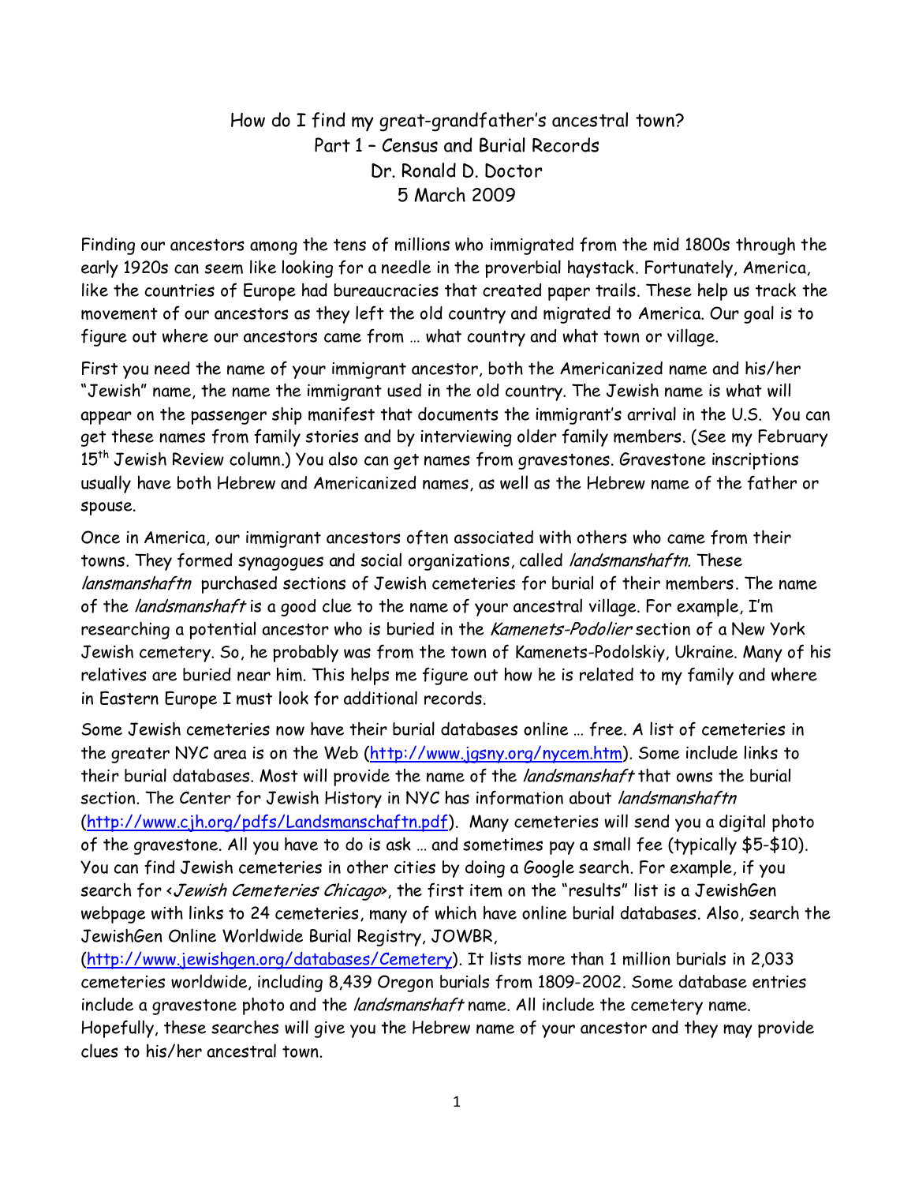# How do I find my great-grandfather's ancestral town?
## Part 1 – Census and Burial Records
### Dr. Ronald D. Doctor
### 5 March 2009

Finding our ancestors among the tens of millions who immigrated from the mid 1800s through the early 1920s can seem like looking for a needle in the proverbial haystack. Fortunately, America, like the countries of Europe had bureaucracies that created paper trails. These help us track the movement of our ancestors as they left the old country and migrated to America. Our goal is to figure out where our ancestors came from … what country and what town or village.

First you need the name of your immigrant ancestor, both the Americanized name and his/her "Jewish" name, the name the immigrant used in the old country. The Jewish name is what will appear on the passenger ship manifest that documents the immigrant's arrival in the U.S. You can get these names from family stories and by interviewing older family members. (See my February 15th Jewish Review column.) You also can get names from gravestones. Gravestone inscriptions usually have both Hebrew and Americanized names, as well as the Hebrew name of the father or spouse.

Once in America, our immigrant ancestors often associated with others who came from their towns. They formed synagogues and social organizations, called *landsmanshaftn.* These *lansmanshaftn* purchased sections of Jewish cemeteries for burial of their members. The name of the *landsmanshaft* is a good clue to the name of your ancestral village. For example, I'm researching a potential ancestor who is buried in the *Kamenets-Podolier* section of a New York Jewish cemetery. So, he probably was from the town of Kamenets-Podolskiy, Ukraine. Many of his relatives are buried near him. This helps me figure out how he is related to my family and where in Eastern Europe I must look for additional records.

Some Jewish cemeteries now have their burial databases online … free. A list of cemeteries in the greater NYC area is on the Web (http://www.jgsny.org/nycem.htm). Some include links to their burial databases. Most will provide the name of the *landsmanshaft* that owns the burial section. The Center for Jewish History in NYC has information about *landsmanshaftn* (http://www.cjh.org/pdfs/Landsmanschaftn.pdf). Many cemeteries will send you a digital photo of the gravestone. All you have to do is ask … and sometimes pay a small fee (typically $5-$10). You can find Jewish cemeteries in other cities by doing a Google search. For example, if you search for <*Jewish Cemeteries Chicago*>, the first item on the "results" list is a JewishGen webpage with links to 24 cemeteries, many of which have online burial databases. Also, search the JewishGen Online Worldwide Burial Registry, JOWBR, (http://www.jewishgen.org/databases/Cemetery). It lists more than 1 million burials in 2,033 cemeteries worldwide, including 8,439 Oregon burials from 1809-2002. Some database entries include a gravestone photo and the *landsmanshaft* name. All include the cemetery name. Hopefully, these searches will give you the Hebrew name of your ancestor and they may provide clues to his/her ancestral town.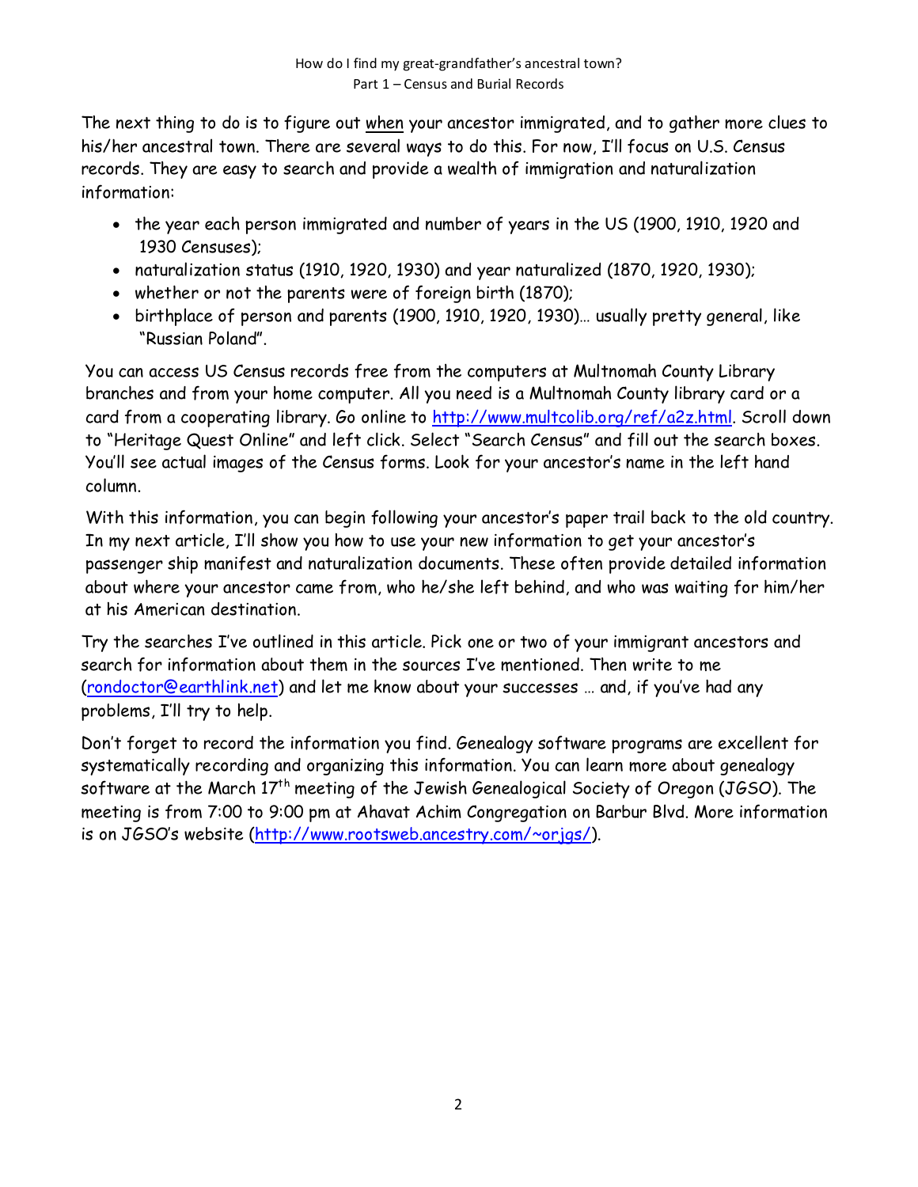The next thing to do is to figure out <u>when</u> your ancestor immigrated, and to gather more clues to his/her ancestral town. There are several ways to do this. For now, I'll focus on U.S. Census records. They are easy to search and provide a wealth of immigration and naturalization information:

- the year each person immigrated and number of years in the US (1900, 1910, 1920 and 1930 Censuses);
- naturalization status (1910, 1920, 1930) and year naturalized (1870, 1920, 1930);
- whether or not the parents were of foreign birth (1870);
- birthplace of person and parents (1900, 1910, 1920, 1930)… usually pretty general, like "Russian Poland".

You can access US Census records free from the computers at Multnomah County Library branches and from your home computer. All you need is a Multnomah County library card or a card from a cooperating library. Go online to http://www.multcolib.org/ref/a2z.html. Scroll down to "Heritage Quest Online" and left click. Select "Search Census" and fill out the search boxes. You'll see actual images of the Census forms. Look for your ancestor's name in the left hand column.

With this information, you can begin following your ancestor's paper trail back to the old country. In my next article, I'll show you how to use your new information to get your ancestor's passenger ship manifest and naturalization documents. These often provide detailed information about where your ancestor came from, who he/she left behind, and who was waiting for him/her at his American destination.

Try the searches I've outlined in this article. Pick one or two of your immigrant ancestors and search for information about them in the sources I've mentioned. Then write to me (rondoctor@earthlink.net) and let me know about your successes … and, if you've had any problems, I'll try to help.

Don't forget to record the information you find. Genealogy software programs are excellent for systematically recording and organizing this information. You can learn more about genealogy software at the March 17th meeting of the Jewish Genealogical Society of Oregon (JGSO). The meeting is from 7:00 to 9:00 pm at Ahavat Achim Congregation on Barbur Blvd. More information is on JGSO's website (http://www.rootsweb.ancestry.com/~orjgs/).